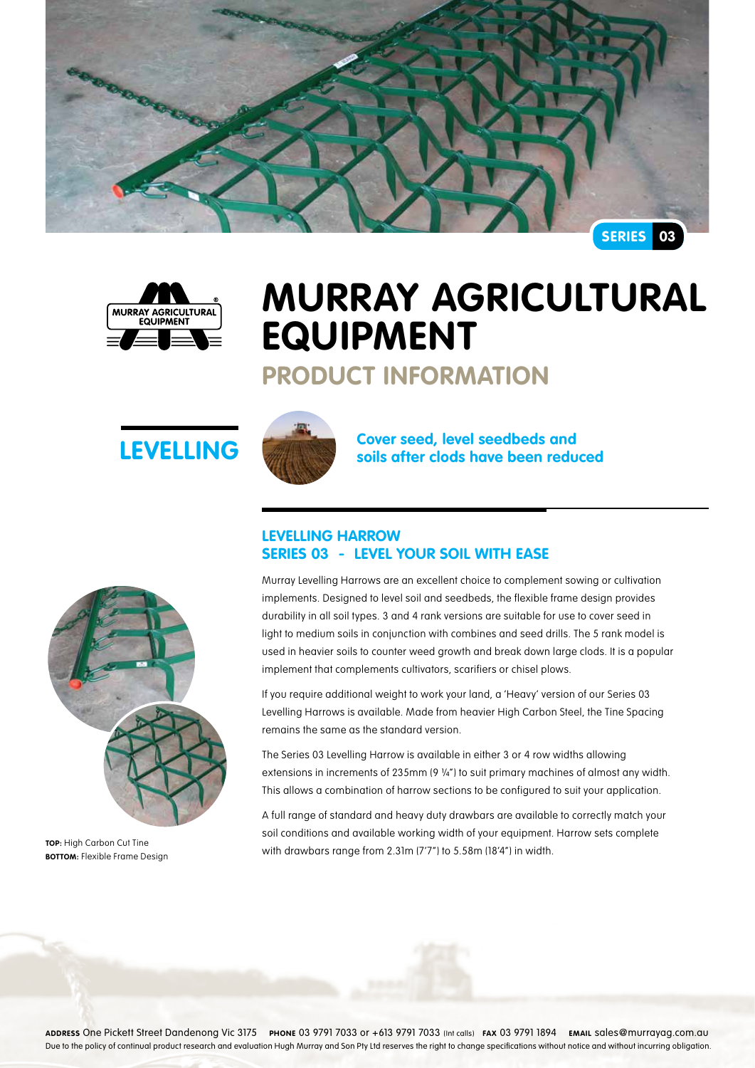SERIES 03

# MURRAY AGRICULTURAL EQUIPMENT

## PRODUCT INFORMATION

## LEVELLING

**Cover seed, level seedbeds and soils after clods have been reduced**

### LEVELLING HARROW
### SERIES 03 - LEVEL YOUR SOIL WITH EASE

Murray Levelling Harrows are an excellent choice to complement sowing or cultivation implements. Designed to level soil and seedbeds, the flexible frame design provides durability in all soil types. 3 and 4 rank versions are suitable for use to cover seed in light to medium soils in conjunction with combines and seed drills. The 5 rank model is used in heavier soils to counter weed growth and break down large clods. It is a popular implement that complements cultivators, scarifiers or chisel plows.

If you require additional weight to work your land, a 'Heavy' version of our Series 03 Levelling Harrows is available. Made from heavier High Carbon Steel, the Tine Spacing remains the same as the standard version.

The Series 03 Levelling Harrow is available in either 3 or 4 row widths allowing extensions in increments of 235mm (9 ¼") to suit primary machines of almost any width. This allows a combination of harrow sections to be configured to suit your application.

A full range of standard and heavy duty drawbars are available to correctly match your soil conditions and available working width of your equipment. Harrow sets complete with drawbars range from 2.31m (7'7") to 5.58m (18'4") in width.

**TOP:** High Carbon Cut Tine
**BOTTOM:** Flexible Frame Design

**ADDRESS** One Pickett Street Dandenong Vic 3175 **PHONE** 03 9791 7033 or +613 9791 7033 (Int calls) **FAX** 03 9791 1894 **EMAIL** sales@murrayag.com.au
Due to the policy of continual product research and evaluation Hugh Murray and Son Pty Ltd reserves the right to change specifications without notice and without incurring obligation.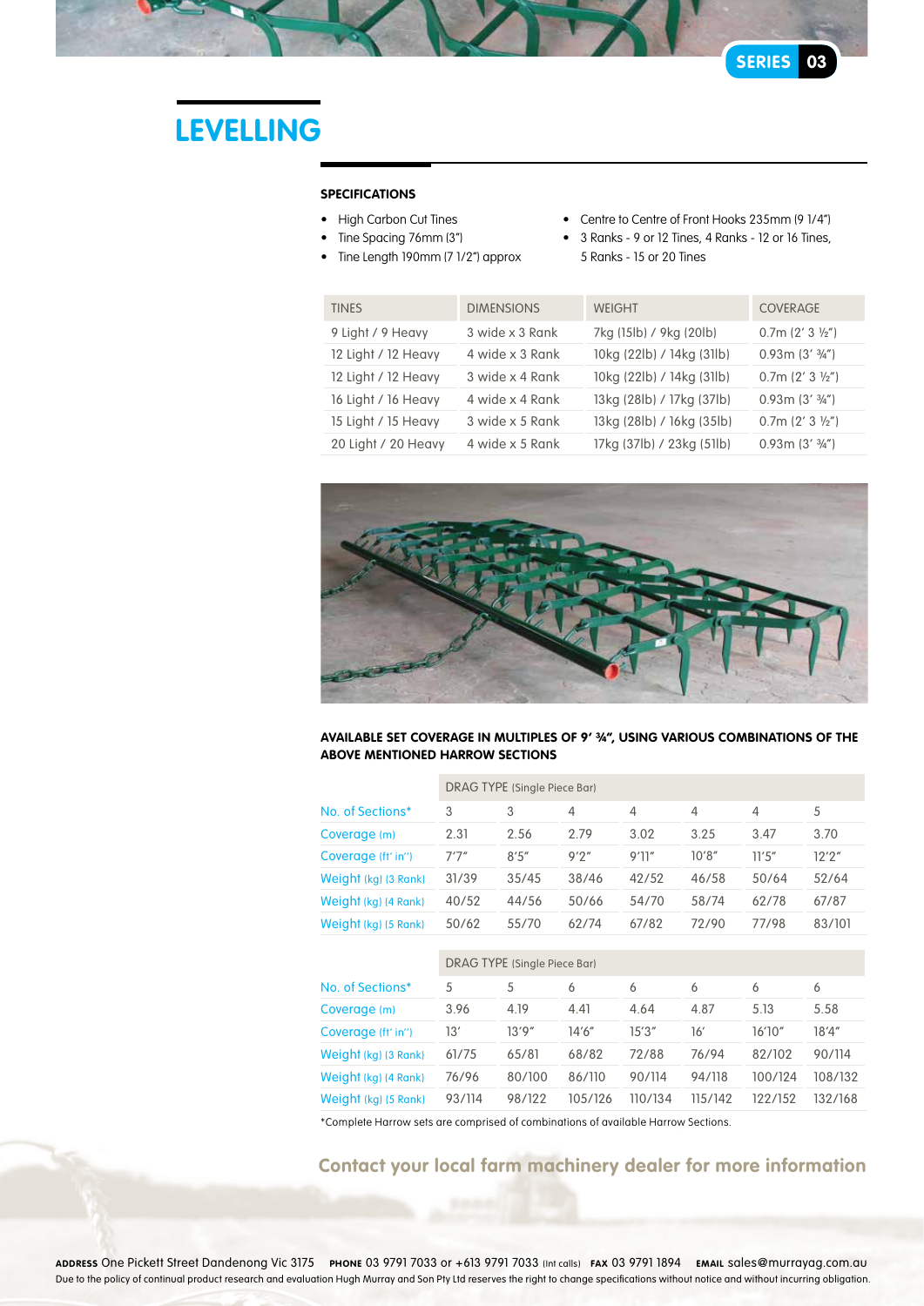SERIES 03

# LEVELLING

### SPECIFICATIONS

- High Carbon Cut Tines
- Tine Spacing 76mm (3")
- Tine Length 190mm (7 1/2") approx
- Centre to Centre of Front Hooks 235mm (9 1/4")
- 3 Ranks - 9 or 12 Tines, 4 Ranks - 12 or 16 Tines, 5 Ranks - 15 or 20 Tines

| TINES | DIMENSIONS | WEIGHT | COVERAGE |
|---|---|---|---|
| 9 Light / 9 Heavy | 3 wide x 3 Rank | 7kg (15lb) / 9kg (20lb) | 0.7m (2' 3 ½") |
| 12 Light / 12 Heavy | 4 wide x 3 Rank | 10kg (22lb) / 14kg (31lb) | 0.93m (3' ¾") |
| 12 Light / 12 Heavy | 3 wide x 4 Rank | 10kg (22lb) / 14kg (31lb) | 0.7m (2' 3 ½") |
| 16 Light / 16 Heavy | 4 wide x 4 Rank | 13kg (28lb) / 17kg (37lb) | 0.93m (3' ¾") |
| 15 Light / 15 Heavy | 3 wide x 5 Rank | 13kg (28lb) / 16kg (35lb) | 0.7m (2' 3 ½") |
| 20 Light / 20 Heavy | 4 wide x 5 Rank | 17kg (37lb) / 23kg (51lb) | 0.93m (3' ¾") |

### AVAILABLE SET COVERAGE IN MULTIPLES OF 9' ¾", USING VARIOUS COMBINATIONS OF THE ABOVE MENTIONED HARROW SECTIONS

| | DRAG TYPE (Single Piece Bar) | | | | | | |
|---|---|---|---|---|---|---|---|
| No. of Sections* | 3 | 3 | 4 | 4 | 4 | 4 | 5 |
| Coverage (m) | 2.31 | 2.56 | 2.79 | 3.02 | 3.25 | 3.47 | 3.70 |
| Coverage (ft' in") | 7'7" | 8'5" | 9'2" | 9'11" | 10'8" | 11'5" | 12'2" |
| Weight (kg) (3 Rank) | 31/39 | 35/45 | 38/46 | 42/52 | 46/58 | 50/64 | 52/64 |
| Weight (kg) (4 Rank) | 40/52 | 44/56 | 50/66 | 54/70 | 58/74 | 62/78 | 67/87 |
| Weight (kg) (5 Rank) | 50/62 | 55/70 | 62/74 | 67/82 | 72/90 | 77/98 | 83/101 |

| | DRAG TYPE (Single Piece Bar) | | | | | | |
|---|---|---|---|---|---|---|---|
| No. of Sections* | 5 | 5 | 6 | 6 | 6 | 6 | 6 |
| Coverage (m) | 3.96 | 4.19 | 4.41 | 4.64 | 4.87 | 5.13 | 5.58 |
| Coverage (ft' in") | 13' | 13'9" | 14'6" | 15'3" | 16' | 16'10" | 18'4" |
| Weight (kg) (3 Rank) | 61/75 | 65/81 | 68/82 | 72/88 | 76/94 | 82/102 | 90/114 |
| Weight (kg) (4 Rank) | 76/96 | 80/100 | 86/110 | 90/114 | 94/118 | 100/124 | 108/132 |
| Weight (kg) (5 Rank) | 93/114 | 98/122 | 105/126 | 110/134 | 115/142 | 122/152 | 132/168 |

*Complete Harrow sets are comprised of combinations of available Harrow Sections.

**Contact your local farm machinery dealer for more information**

**ADDRESS** One Pickett Street Dandenong Vic 3175 **PHONE** 03 9791 7033 or +613 9791 7033 (Int calls) **FAX** 03 9791 1894 **EMAIL** sales@murrayag.com.au

Due to the policy of continual product research and evaluation Hugh Murray and Son Pty Ltd reserves the right to change specifications without notice and without incurring obligation.